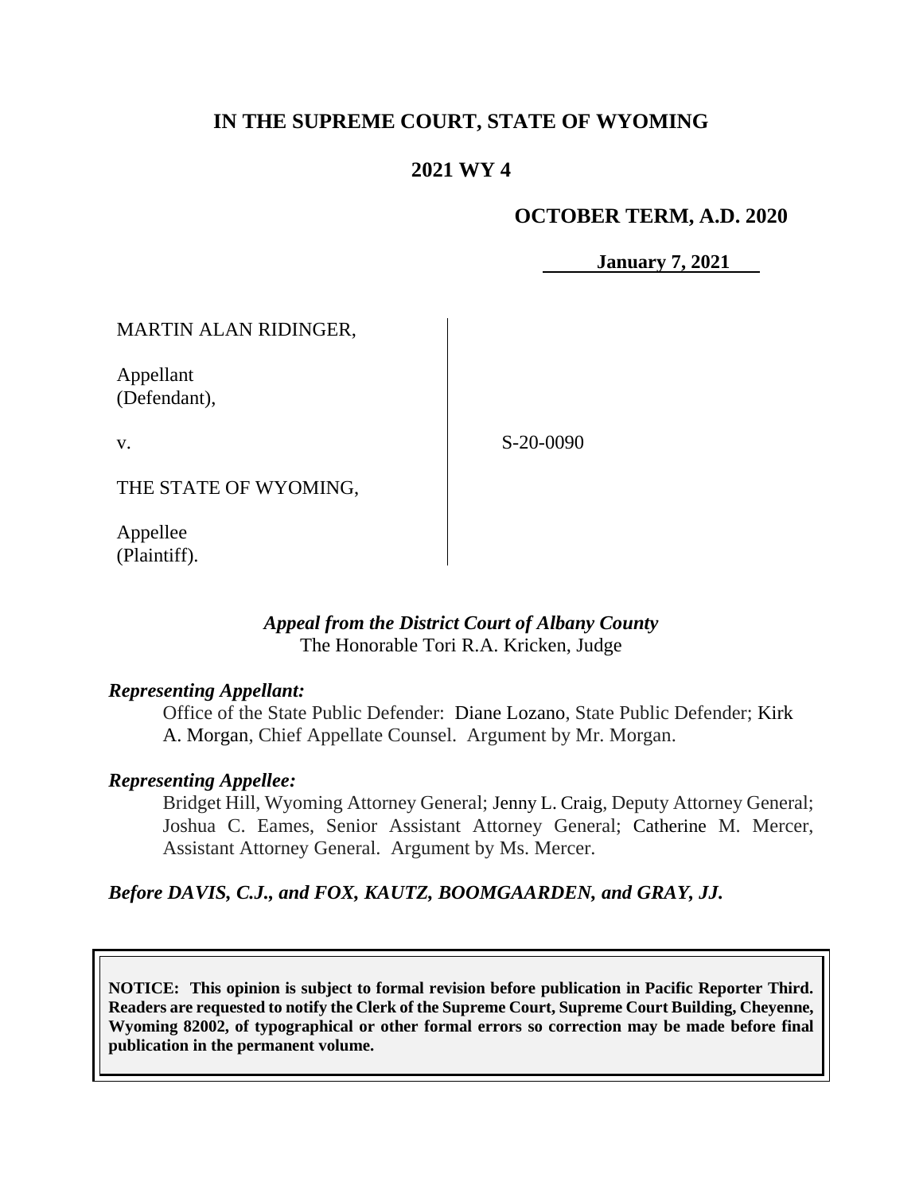# IN THE SUPREME COURT, STATE OF WYOMING

## 2021 WY 4

**OCTOBER TERM, A.D. 2020**

**January 7, 2021**

| | |
|---|---|
| MARTIN ALAN RIDINGER,<br><br>Appellant<br>(Defendant),<br><br>v.<br><br>THE STATE OF WYOMING,<br><br>Appellee<br>(Plaintiff). | S-20-0090 |

***Appeal from the District Court of Albany County***
The Honorable Tori R.A. Kricken, Judge

***Representing Appellant:***

Office of the State Public Defender: Diane Lozano, State Public Defender; Kirk A. Morgan, Chief Appellate Counsel. Argument by Mr. Morgan.

***Representing Appellee:***

Bridget Hill, Wyoming Attorney General; Jenny L. Craig, Deputy Attorney General; Joshua C. Eames, Senior Assistant Attorney General; Catherine M. Mercer, Assistant Attorney General. Argument by Ms. Mercer.

***Before DAVIS, C.J., and FOX, KAUTZ, BOOMGAARDEN, and GRAY, JJ.***

**NOTICE: This opinion is subject to formal revision before publication in Pacific Reporter Third. Readers are requested to notify the Clerk of the Supreme Court, Supreme Court Building, Cheyenne, Wyoming 82002, of typographical or other formal errors so correction may be made before final publication in the permanent volume.**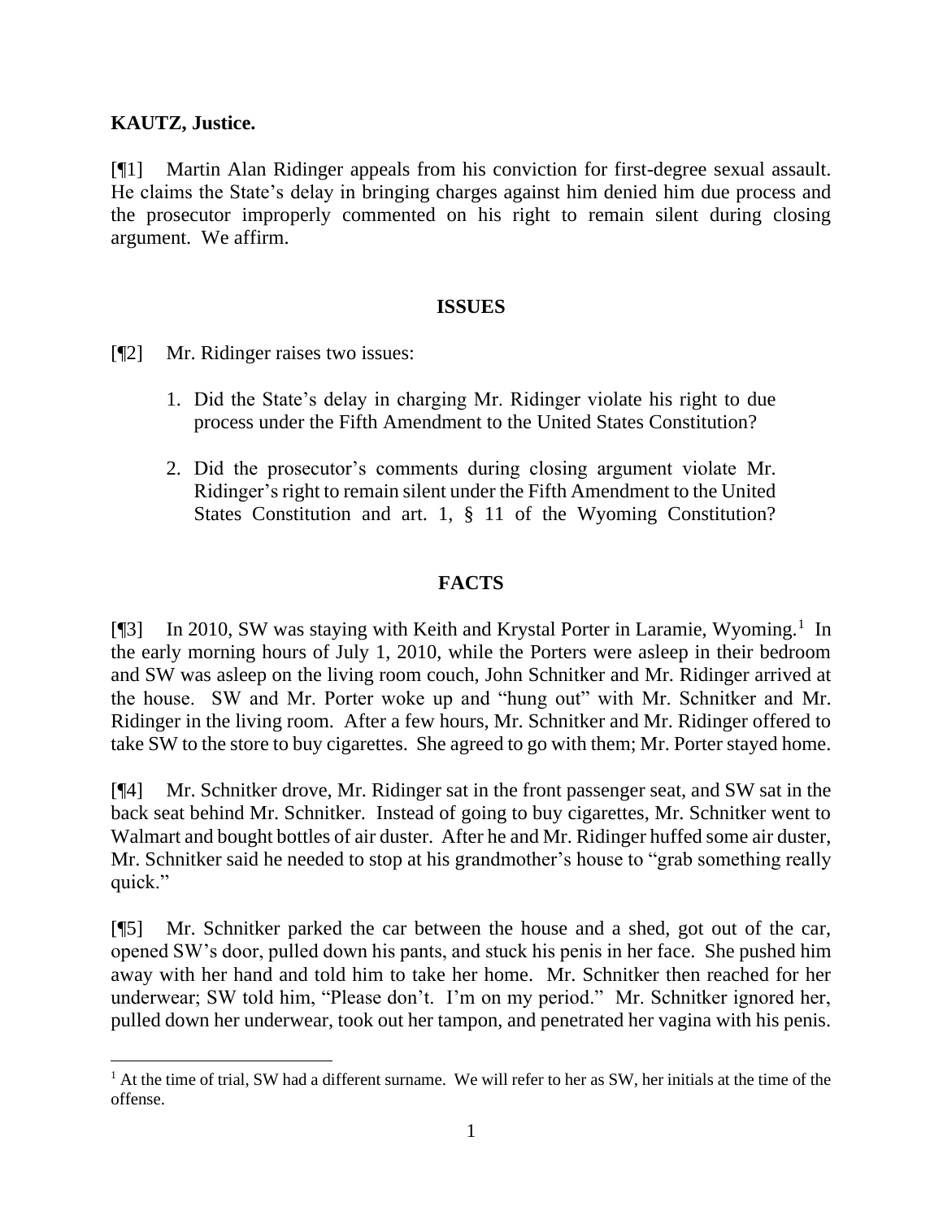**KAUTZ, Justice.**

[¶1] Martin Alan Ridinger appeals from his conviction for first-degree sexual assault. He claims the State's delay in bringing charges against him denied him due process and the prosecutor improperly commented on his right to remain silent during closing argument. We affirm.

## ISSUES

[¶2] Mr. Ridinger raises two issues:

1. Did the State's delay in charging Mr. Ridinger violate his right to due process under the Fifth Amendment to the United States Constitution?
2. Did the prosecutor's comments during closing argument violate Mr. Ridinger's right to remain silent under the Fifth Amendment to the United States Constitution and art. 1, § 11 of the Wyoming Constitution?

## FACTS

[¶3] In 2010, SW was staying with Keith and Krystal Porter in Laramie, Wyoming.[1] In the early morning hours of July 1, 2010, while the Porters were asleep in their bedroom and SW was asleep on the living room couch, John Schnitker and Mr. Ridinger arrived at the house. SW and Mr. Porter woke up and "hung out" with Mr. Schnitker and Mr. Ridinger in the living room. After a few hours, Mr. Schnitker and Mr. Ridinger offered to take SW to the store to buy cigarettes. She agreed to go with them; Mr. Porter stayed home.

[¶4] Mr. Schnitker drove, Mr. Ridinger sat in the front passenger seat, and SW sat in the back seat behind Mr. Schnitker. Instead of going to buy cigarettes, Mr. Schnitker went to Walmart and bought bottles of air duster. After he and Mr. Ridinger huffed some air duster, Mr. Schnitker said he needed to stop at his grandmother's house to "grab something really quick."

[¶5] Mr. Schnitker parked the car between the house and a shed, got out of the car, opened SW's door, pulled down his pants, and stuck his penis in her face. She pushed him away with her hand and told him to take her home. Mr. Schnitker then reached for her underwear; SW told him, "Please don't. I'm on my period." Mr. Schnitker ignored her, pulled down her underwear, took out her tampon, and penetrated her vagina with his penis.

[1] At the time of trial, SW had a different surname. We will refer to her as SW, her initials at the time of the offense.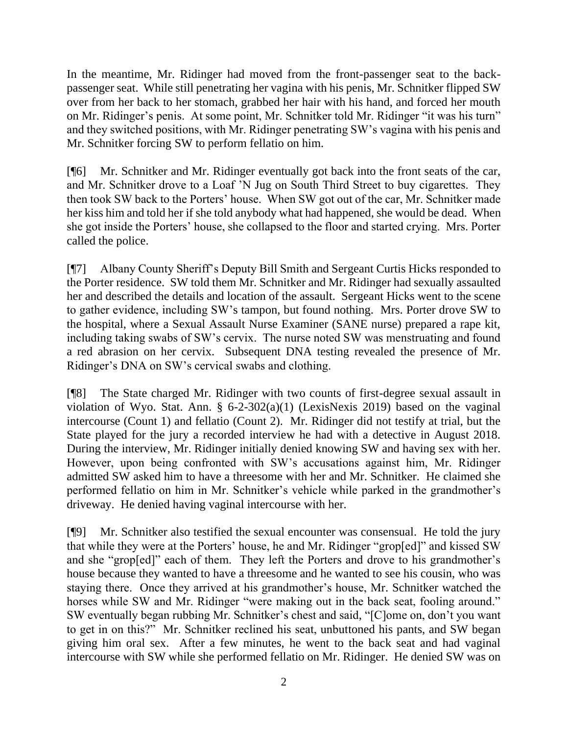In the meantime, Mr. Ridinger had moved from the front-passenger seat to the back-passenger seat. While still penetrating her vagina with his penis, Mr. Schnitker flipped SW over from her back to her stomach, grabbed her hair with his hand, and forced her mouth on Mr. Ridinger's penis. At some point, Mr. Schnitker told Mr. Ridinger "it was his turn" and they switched positions, with Mr. Ridinger penetrating SW's vagina with his penis and Mr. Schnitker forcing SW to perform fellatio on him.

[¶6] Mr. Schnitker and Mr. Ridinger eventually got back into the front seats of the car, and Mr. Schnitker drove to a Loaf 'N Jug on South Third Street to buy cigarettes. They then took SW back to the Porters' house. When SW got out of the car, Mr. Schnitker made her kiss him and told her if she told anybody what had happened, she would be dead. When she got inside the Porters' house, she collapsed to the floor and started crying. Mrs. Porter called the police.

[¶7] Albany County Sheriff's Deputy Bill Smith and Sergeant Curtis Hicks responded to the Porter residence. SW told them Mr. Schnitker and Mr. Ridinger had sexually assaulted her and described the details and location of the assault. Sergeant Hicks went to the scene to gather evidence, including SW's tampon, but found nothing. Mrs. Porter drove SW to the hospital, where a Sexual Assault Nurse Examiner (SANE nurse) prepared a rape kit, including taking swabs of SW's cervix. The nurse noted SW was menstruating and found a red abrasion on her cervix. Subsequent DNA testing revealed the presence of Mr. Ridinger's DNA on SW's cervical swabs and clothing.

[¶8] The State charged Mr. Ridinger with two counts of first-degree sexual assault in violation of Wyo. Stat. Ann. § 6-2-302(a)(1) (LexisNexis 2019) based on the vaginal intercourse (Count 1) and fellatio (Count 2). Mr. Ridinger did not testify at trial, but the State played for the jury a recorded interview he had with a detective in August 2018. During the interview, Mr. Ridinger initially denied knowing SW and having sex with her. However, upon being confronted with SW's accusations against him, Mr. Ridinger admitted SW asked him to have a threesome with her and Mr. Schnitker. He claimed she performed fellatio on him in Mr. Schnitker's vehicle while parked in the grandmother's driveway. He denied having vaginal intercourse with her.

[¶9] Mr. Schnitker also testified the sexual encounter was consensual. He told the jury that while they were at the Porters' house, he and Mr. Ridinger "grop[ed]" and kissed SW and she "grop[ed]" each of them. They left the Porters and drove to his grandmother's house because they wanted to have a threesome and he wanted to see his cousin, who was staying there. Once they arrived at his grandmother's house, Mr. Schnitker watched the horses while SW and Mr. Ridinger "were making out in the back seat, fooling around." SW eventually began rubbing Mr. Schnitker's chest and said, "[C]ome on, don't you want to get in on this?" Mr. Schnitker reclined his seat, unbuttoned his pants, and SW began giving him oral sex. After a few minutes, he went to the back seat and had vaginal intercourse with SW while she performed fellatio on Mr. Ridinger. He denied SW was on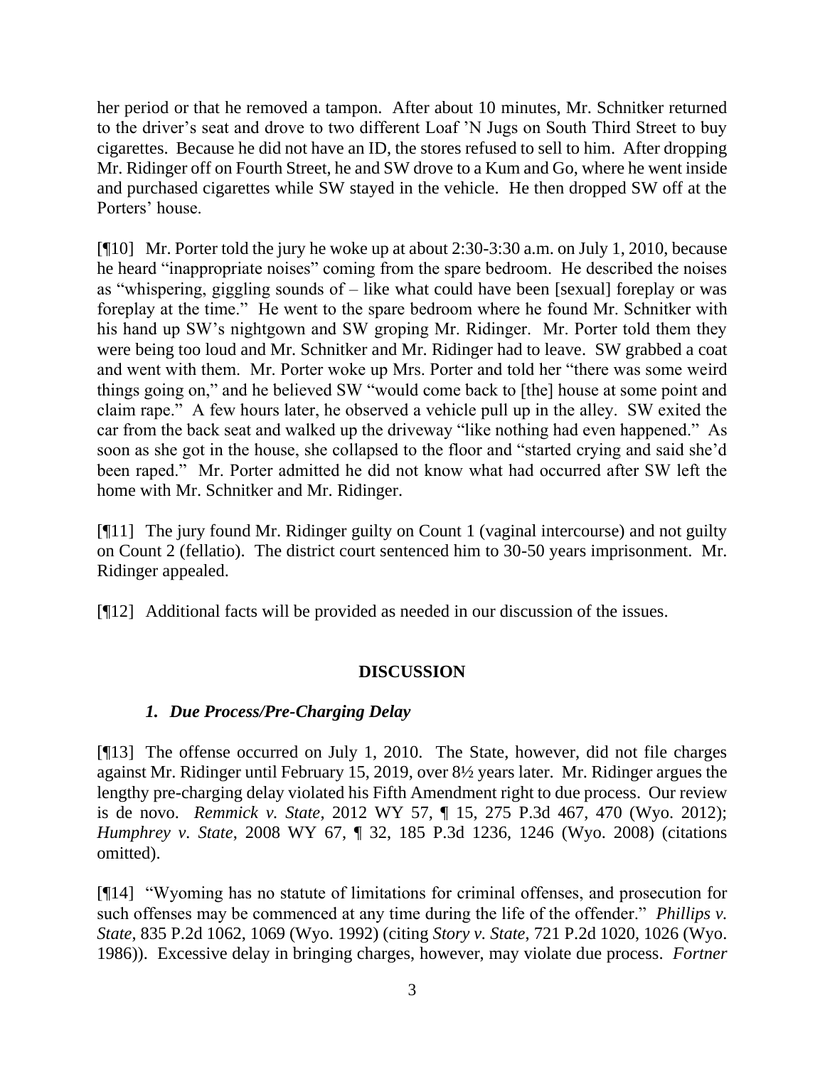her period or that he removed a tampon. After about 10 minutes, Mr. Schnitker returned to the driver's seat and drove to two different Loaf 'N Jugs on South Third Street to buy cigarettes. Because he did not have an ID, the stores refused to sell to him. After dropping Mr. Ridinger off on Fourth Street, he and SW drove to a Kum and Go, where he went inside and purchased cigarettes while SW stayed in the vehicle. He then dropped SW off at the Porters' house.

[¶10] Mr. Porter told the jury he woke up at about 2:30-3:30 a.m. on July 1, 2010, because he heard "inappropriate noises" coming from the spare bedroom. He described the noises as "whispering, giggling sounds of – like what could have been [sexual] foreplay or was foreplay at the time." He went to the spare bedroom where he found Mr. Schnitker with his hand up SW's nightgown and SW groping Mr. Ridinger. Mr. Porter told them they were being too loud and Mr. Schnitker and Mr. Ridinger had to leave. SW grabbed a coat and went with them. Mr. Porter woke up Mrs. Porter and told her "there was some weird things going on," and he believed SW "would come back to [the] house at some point and claim rape." A few hours later, he observed a vehicle pull up in the alley. SW exited the car from the back seat and walked up the driveway "like nothing had even happened." As soon as she got in the house, she collapsed to the floor and "started crying and said she'd been raped." Mr. Porter admitted he did not know what had occurred after SW left the home with Mr. Schnitker and Mr. Ridinger.

[¶11] The jury found Mr. Ridinger guilty on Count 1 (vaginal intercourse) and not guilty on Count 2 (fellatio). The district court sentenced him to 30-50 years imprisonment. Mr. Ridinger appealed.

[¶12] Additional facts will be provided as needed in our discussion of the issues.

## DISCUSSION

### *1. Due Process/Pre-Charging Delay*

[¶13] The offense occurred on July 1, 2010. The State, however, did not file charges against Mr. Ridinger until February 15, 2019, over 8½ years later. Mr. Ridinger argues the lengthy pre-charging delay violated his Fifth Amendment right to due process. Our review is de novo. *Remmick v. State*, 2012 WY 57, ¶ 15, 275 P.3d 467, 470 (Wyo. 2012); *Humphrey v. State*, 2008 WY 67, ¶ 32, 185 P.3d 1236, 1246 (Wyo. 2008) (citations omitted).

[¶14] "Wyoming has no statute of limitations for criminal offenses, and prosecution for such offenses may be commenced at any time during the life of the offender." *Phillips v. State*, 835 P.2d 1062, 1069 (Wyo. 1992) (citing *Story v. State*, 721 P.2d 1020, 1026 (Wyo. 1986)). Excessive delay in bringing charges, however, may violate due process. *Fortner*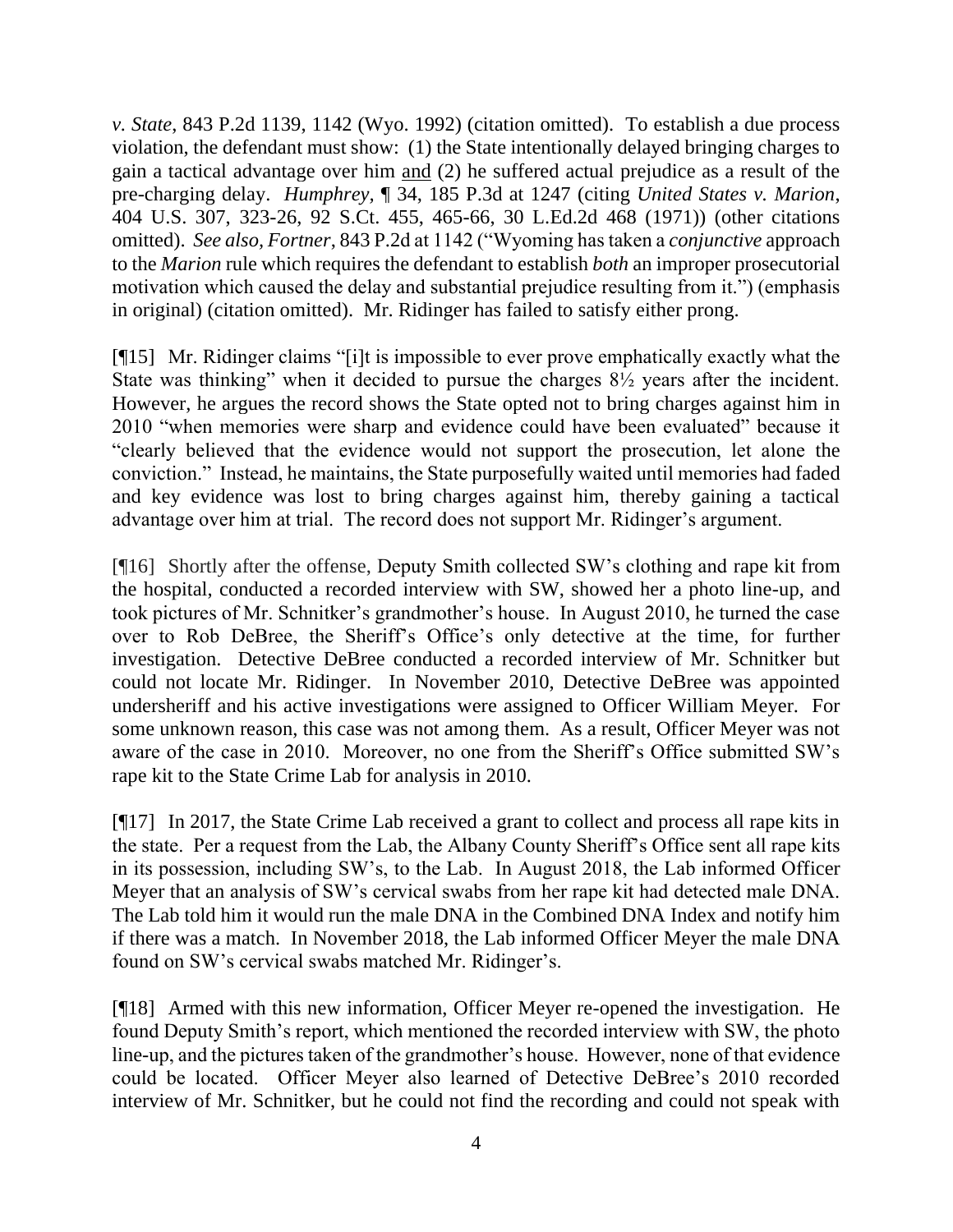*v. State*, 843 P.2d 1139, 1142 (Wyo. 1992) (citation omitted). To establish a due process violation, the defendant must show: (1) the State intentionally delayed bringing charges to gain a tactical advantage over him and (2) he suffered actual prejudice as a result of the pre-charging delay. *Humphrey*, ¶ 34, 185 P.3d at 1247 (citing *United States v. Marion*, 404 U.S. 307, 323-26, 92 S.Ct. 455, 465-66, 30 L.Ed.2d 468 (1971)) (other citations omitted). *See also, Fortner*, 843 P.2d at 1142 ("Wyoming has taken a *conjunctive* approach to the *Marion* rule which requires the defendant to establish *both* an improper prosecutorial motivation which caused the delay and substantial prejudice resulting from it.") (emphasis in original) (citation omitted). Mr. Ridinger has failed to satisfy either prong.

[¶15] Mr. Ridinger claims "[i]t is impossible to ever prove emphatically exactly what the State was thinking" when it decided to pursue the charges 8½ years after the incident. However, he argues the record shows the State opted not to bring charges against him in 2010 "when memories were sharp and evidence could have been evaluated" because it "clearly believed that the evidence would not support the prosecution, let alone the conviction." Instead, he maintains, the State purposefully waited until memories had faded and key evidence was lost to bring charges against him, thereby gaining a tactical advantage over him at trial. The record does not support Mr. Ridinger's argument.

[¶16] Shortly after the offense, Deputy Smith collected SW's clothing and rape kit from the hospital, conducted a recorded interview with SW, showed her a photo line-up, and took pictures of Mr. Schnitker's grandmother's house. In August 2010, he turned the case over to Rob DeBree, the Sheriff's Office's only detective at the time, for further investigation. Detective DeBree conducted a recorded interview of Mr. Schnitker but could not locate Mr. Ridinger. In November 2010, Detective DeBree was appointed undersheriff and his active investigations were assigned to Officer William Meyer. For some unknown reason, this case was not among them. As a result, Officer Meyer was not aware of the case in 2010. Moreover, no one from the Sheriff's Office submitted SW's rape kit to the State Crime Lab for analysis in 2010.

[¶17] In 2017, the State Crime Lab received a grant to collect and process all rape kits in the state. Per a request from the Lab, the Albany County Sheriff's Office sent all rape kits in its possession, including SW's, to the Lab. In August 2018, the Lab informed Officer Meyer that an analysis of SW's cervical swabs from her rape kit had detected male DNA. The Lab told him it would run the male DNA in the Combined DNA Index and notify him if there was a match. In November 2018, the Lab informed Officer Meyer the male DNA found on SW's cervical swabs matched Mr. Ridinger's.

[¶18] Armed with this new information, Officer Meyer re-opened the investigation. He found Deputy Smith's report, which mentioned the recorded interview with SW, the photo line-up, and the pictures taken of the grandmother's house. However, none of that evidence could be located. Officer Meyer also learned of Detective DeBree's 2010 recorded interview of Mr. Schnitker, but he could not find the recording and could not speak with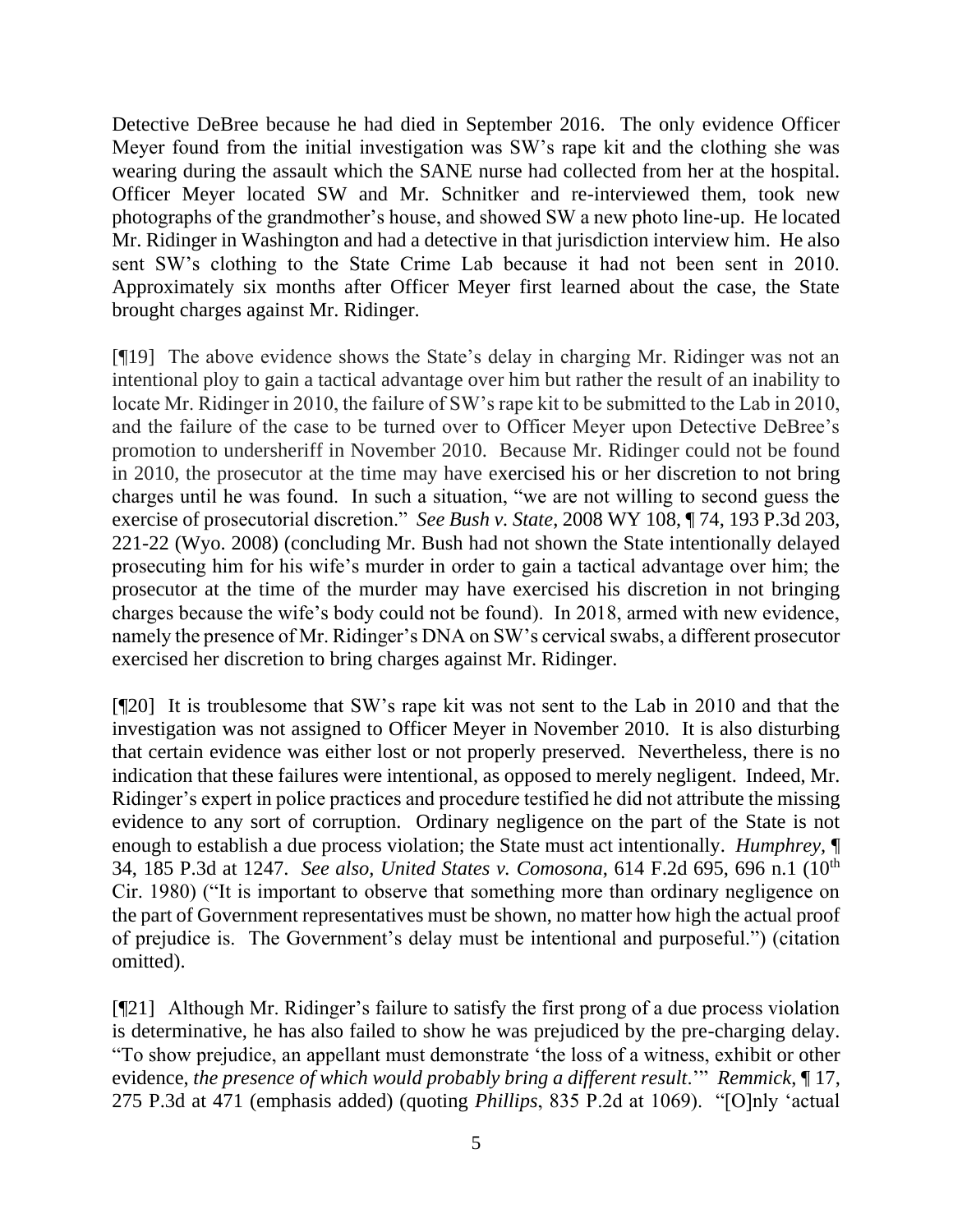Detective DeBree because he had died in September 2016. The only evidence Officer Meyer found from the initial investigation was SW's rape kit and the clothing she was wearing during the assault which the SANE nurse had collected from her at the hospital. Officer Meyer located SW and Mr. Schnitker and re-interviewed them, took new photographs of the grandmother's house, and showed SW a new photo line-up. He located Mr. Ridinger in Washington and had a detective in that jurisdiction interview him. He also sent SW's clothing to the State Crime Lab because it had not been sent in 2010. Approximately six months after Officer Meyer first learned about the case, the State brought charges against Mr. Ridinger.

[¶19] The above evidence shows the State's delay in charging Mr. Ridinger was not an intentional ploy to gain a tactical advantage over him but rather the result of an inability to locate Mr. Ridinger in 2010, the failure of SW's rape kit to be submitted to the Lab in 2010, and the failure of the case to be turned over to Officer Meyer upon Detective DeBree's promotion to undersheriff in November 2010. Because Mr. Ridinger could not be found in 2010, the prosecutor at the time may have exercised his or her discretion to not bring charges until he was found. In such a situation, "we are not willing to second guess the exercise of prosecutorial discretion." *See Bush v. State*, 2008 WY 108, ¶ 74, 193 P.3d 203, 221-22 (Wyo. 2008) (concluding Mr. Bush had not shown the State intentionally delayed prosecuting him for his wife's murder in order to gain a tactical advantage over him; the prosecutor at the time of the murder may have exercised his discretion in not bringing charges because the wife's body could not be found). In 2018, armed with new evidence, namely the presence of Mr. Ridinger's DNA on SW's cervical swabs, a different prosecutor exercised her discretion to bring charges against Mr. Ridinger.

[¶20] It is troublesome that SW's rape kit was not sent to the Lab in 2010 and that the investigation was not assigned to Officer Meyer in November 2010. It is also disturbing that certain evidence was either lost or not properly preserved. Nevertheless, there is no indication that these failures were intentional, as opposed to merely negligent. Indeed, Mr. Ridinger's expert in police practices and procedure testified he did not attribute the missing evidence to any sort of corruption. Ordinary negligence on the part of the State is not enough to establish a due process violation; the State must act intentionally. *Humphrey*, ¶ 34, 185 P.3d at 1247. *See also*, *United States v. Comosona*, 614 F.2d 695, 696 n.1 (10th Cir. 1980) ("It is important to observe that something more than ordinary negligence on the part of Government representatives must be shown, no matter how high the actual proof of prejudice is. The Government's delay must be intentional and purposeful.") (citation omitted).

[¶21] Although Mr. Ridinger's failure to satisfy the first prong of a due process violation is determinative, he has also failed to show he was prejudiced by the pre-charging delay. "To show prejudice, an appellant must demonstrate 'the loss of a witness, exhibit or other evidence, *the presence of which would probably bring a different result*.'" *Remmick*, ¶ 17, 275 P.3d at 471 (emphasis added) (quoting *Phillips*, 835 P.2d at 1069). "[O]nly 'actual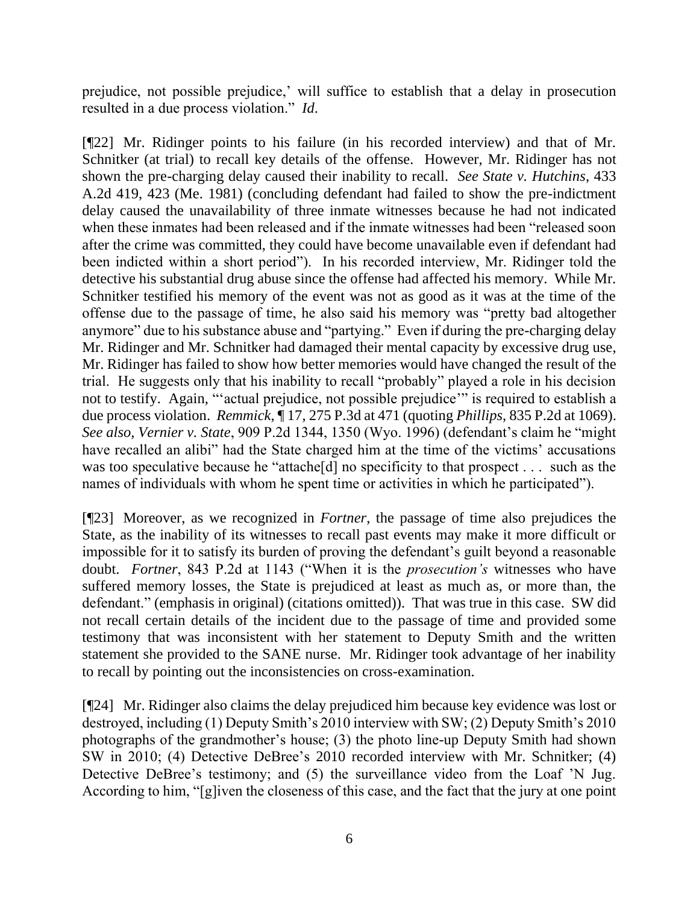prejudice, not possible prejudice,' will suffice to establish that a delay in prosecution resulted in a due process violation." *Id.*

[¶22] Mr. Ridinger points to his failure (in his recorded interview) and that of Mr. Schnitker (at trial) to recall key details of the offense. However, Mr. Ridinger has not shown the pre-charging delay caused their inability to recall. *See State v. Hutchins*, 433 A.2d 419, 423 (Me. 1981) (concluding defendant had failed to show the pre-indictment delay caused the unavailability of three inmate witnesses because he had not indicated when these inmates had been released and if the inmate witnesses had been "released soon after the crime was committed, they could have become unavailable even if defendant had been indicted within a short period"). In his recorded interview, Mr. Ridinger told the detective his substantial drug abuse since the offense had affected his memory. While Mr. Schnitker testified his memory of the event was not as good as it was at the time of the offense due to the passage of time, he also said his memory was "pretty bad altogether anymore" due to his substance abuse and "partying." Even if during the pre-charging delay Mr. Ridinger and Mr. Schnitker had damaged their mental capacity by excessive drug use, Mr. Ridinger has failed to show how better memories would have changed the result of the trial. He suggests only that his inability to recall "probably" played a role in his decision not to testify. Again, "'actual prejudice, not possible prejudice'" is required to establish a due process violation. *Remmick*, ¶ 17, 275 P.3d at 471 (quoting *Phillips*, 835 P.2d at 1069). *See also, Vernier v. State*, 909 P.2d 1344, 1350 (Wyo. 1996) (defendant's claim he "might have recalled an alibi" had the State charged him at the time of the victims' accusations was too speculative because he "attache[d] no specificity to that prospect . . . such as the names of individuals with whom he spent time or activities in which he participated").

[¶23] Moreover, as we recognized in *Fortner*, the passage of time also prejudices the State, as the inability of its witnesses to recall past events may make it more difficult or impossible for it to satisfy its burden of proving the defendant's guilt beyond a reasonable doubt. *Fortner*, 843 P.2d at 1143 ("When it is the *prosecution's* witnesses who have suffered memory losses, the State is prejudiced at least as much as, or more than, the defendant." (emphasis in original) (citations omitted)). That was true in this case. SW did not recall certain details of the incident due to the passage of time and provided some testimony that was inconsistent with her statement to Deputy Smith and the written statement she provided to the SANE nurse. Mr. Ridinger took advantage of her inability to recall by pointing out the inconsistencies on cross-examination.

[¶24] Mr. Ridinger also claims the delay prejudiced him because key evidence was lost or destroyed, including (1) Deputy Smith's 2010 interview with SW; (2) Deputy Smith's 2010 photographs of the grandmother's house; (3) the photo line-up Deputy Smith had shown SW in 2010; (4) Detective DeBree's 2010 recorded interview with Mr. Schnitker; (4) Detective DeBree's testimony; and (5) the surveillance video from the Loaf 'N Jug. According to him, "[g]iven the closeness of this case, and the fact that the jury at one point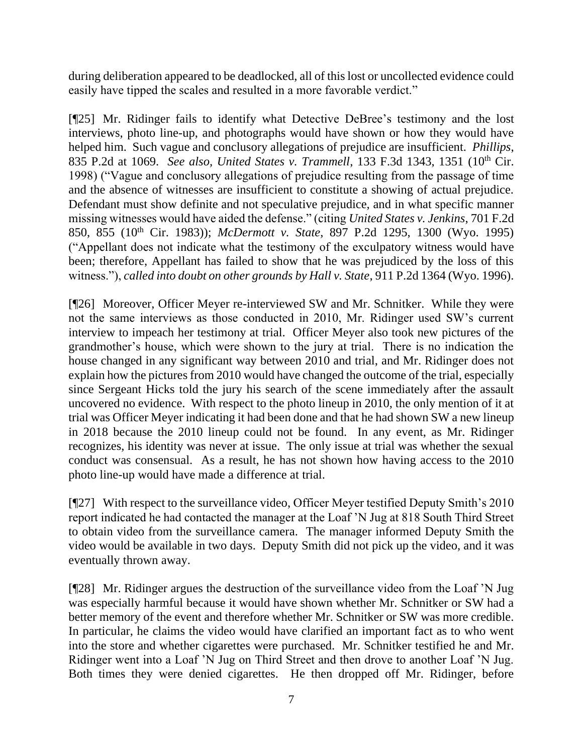during deliberation appeared to be deadlocked, all of this lost or uncollected evidence could easily have tipped the scales and resulted in a more favorable verdict."

[¶25] Mr. Ridinger fails to identify what Detective DeBree's testimony and the lost interviews, photo line-up, and photographs would have shown or how they would have helped him. Such vague and conclusory allegations of prejudice are insufficient. *Phillips*, 835 P.2d at 1069. *See also, United States v. Trammell*, 133 F.3d 1343, 1351 (10th Cir. 1998) ("Vague and conclusory allegations of prejudice resulting from the passage of time and the absence of witnesses are insufficient to constitute a showing of actual prejudice. Defendant must show definite and not speculative prejudice, and in what specific manner missing witnesses would have aided the defense." (citing *United States v. Jenkins*, 701 F.2d 850, 855 (10th Cir. 1983)); *McDermott v. State*, 897 P.2d 1295, 1300 (Wyo. 1995) ("Appellant does not indicate what the testimony of the exculpatory witness would have been; therefore, Appellant has failed to show that he was prejudiced by the loss of this witness."), *called into doubt on other grounds by Hall v. State*, 911 P.2d 1364 (Wyo. 1996).

[¶26] Moreover, Officer Meyer re-interviewed SW and Mr. Schnitker. While they were not the same interviews as those conducted in 2010, Mr. Ridinger used SW's current interview to impeach her testimony at trial. Officer Meyer also took new pictures of the grandmother's house, which were shown to the jury at trial. There is no indication the house changed in any significant way between 2010 and trial, and Mr. Ridinger does not explain how the pictures from 2010 would have changed the outcome of the trial, especially since Sergeant Hicks told the jury his search of the scene immediately after the assault uncovered no evidence. With respect to the photo lineup in 2010, the only mention of it at trial was Officer Meyer indicating it had been done and that he had shown SW a new lineup in 2018 because the 2010 lineup could not be found. In any event, as Mr. Ridinger recognizes, his identity was never at issue. The only issue at trial was whether the sexual conduct was consensual. As a result, he has not shown how having access to the 2010 photo line-up would have made a difference at trial.

[¶27] With respect to the surveillance video, Officer Meyer testified Deputy Smith's 2010 report indicated he had contacted the manager at the Loaf 'N Jug at 818 South Third Street to obtain video from the surveillance camera. The manager informed Deputy Smith the video would be available in two days. Deputy Smith did not pick up the video, and it was eventually thrown away.

[¶28] Mr. Ridinger argues the destruction of the surveillance video from the Loaf 'N Jug was especially harmful because it would have shown whether Mr. Schnitker or SW had a better memory of the event and therefore whether Mr. Schnitker or SW was more credible. In particular, he claims the video would have clarified an important fact as to who went into the store and whether cigarettes were purchased. Mr. Schnitker testified he and Mr. Ridinger went into a Loaf 'N Jug on Third Street and then drove to another Loaf 'N Jug. Both times they were denied cigarettes. He then dropped off Mr. Ridinger, before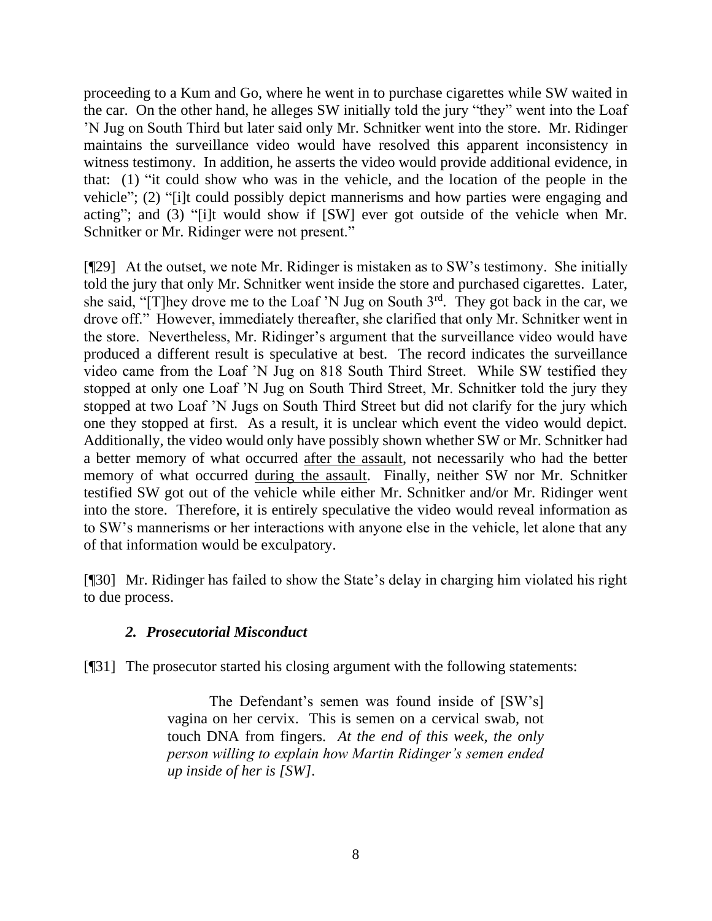proceeding to a Kum and Go, where he went in to purchase cigarettes while SW waited in the car. On the other hand, he alleges SW initially told the jury "they" went into the Loaf 'N Jug on South Third but later said only Mr. Schnitker went into the store. Mr. Ridinger maintains the surveillance video would have resolved this apparent inconsistency in witness testimony. In addition, he asserts the video would provide additional evidence, in that: (1) "it could show who was in the vehicle, and the location of the people in the vehicle"; (2) "[i]t could possibly depict mannerisms and how parties were engaging and acting"; and (3) "[i]t would show if [SW] ever got outside of the vehicle when Mr. Schnitker or Mr. Ridinger were not present."

[¶29] At the outset, we note Mr. Ridinger is mistaken as to SW's testimony. She initially told the jury that only Mr. Schnitker went inside the store and purchased cigarettes. Later, she said, "[T]hey drove me to the Loaf 'N Jug on South 3rd. They got back in the car, we drove off." However, immediately thereafter, she clarified that only Mr. Schnitker went in the store. Nevertheless, Mr. Ridinger's argument that the surveillance video would have produced a different result is speculative at best. The record indicates the surveillance video came from the Loaf 'N Jug on 818 South Third Street. While SW testified they stopped at only one Loaf 'N Jug on South Third Street, Mr. Schnitker told the jury they stopped at two Loaf 'N Jugs on South Third Street but did not clarify for the jury which one they stopped at first. As a result, it is unclear which event the video would depict. Additionally, the video would only have possibly shown whether SW or Mr. Schnitker had a better memory of what occurred <u>after the assault</u>, not necessarily who had the better memory of what occurred <u>during the assault</u>. Finally, neither SW nor Mr. Schnitker testified SW got out of the vehicle while either Mr. Schnitker and/or Mr. Ridinger went into the store. Therefore, it is entirely speculative the video would reveal information as to SW's mannerisms or her interactions with anyone else in the vehicle, let alone that any of that information would be exculpatory.

[¶30] Mr. Ridinger has failed to show the State's delay in charging him violated his right to due process.

### *2. Prosecutorial Misconduct*

[¶31] The prosecutor started his closing argument with the following statements:

> The Defendant's semen was found inside of [SW's] vagina on her cervix. This is semen on a cervical swab, not touch DNA from fingers. *At the end of this week, the only person willing to explain how Martin Ridinger's semen ended up inside of her is [SW].*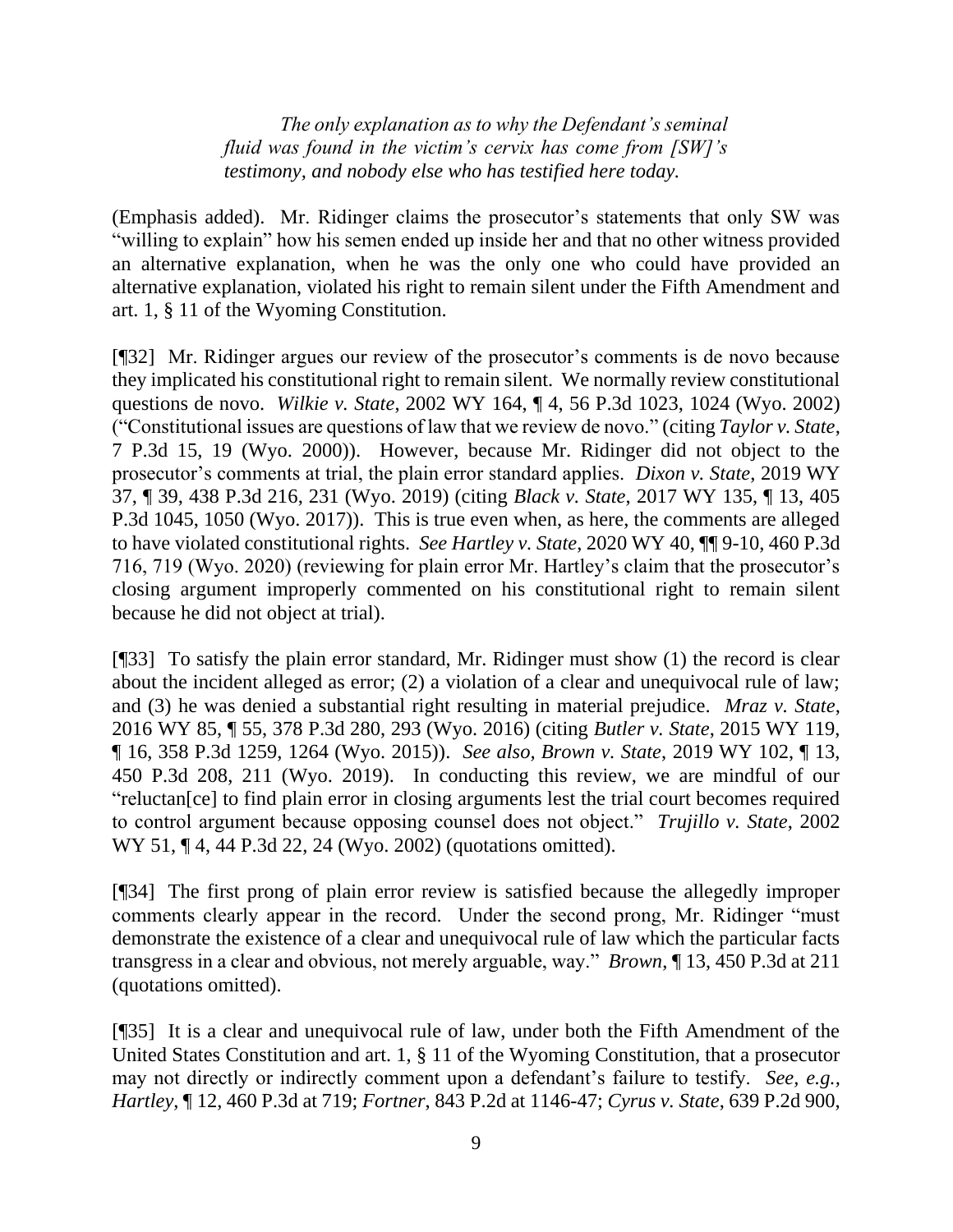*The only explanation as to why the Defendant's seminal fluid was found in the victim's cervix has come from [SW]'s testimony, and nobody else who has testified here today.*

(Emphasis added). Mr. Ridinger claims the prosecutor's statements that only SW was "willing to explain" how his semen ended up inside her and that no other witness provided an alternative explanation, when he was the only one who could have provided an alternative explanation, violated his right to remain silent under the Fifth Amendment and art. 1, § 11 of the Wyoming Constitution.

[¶32] Mr. Ridinger argues our review of the prosecutor's comments is de novo because they implicated his constitutional right to remain silent. We normally review constitutional questions de novo. *Wilkie v. State*, 2002 WY 164, ¶ 4, 56 P.3d 1023, 1024 (Wyo. 2002) ("Constitutional issues are questions of law that we review de novo." (citing *Taylor v. State*, 7 P.3d 15, 19 (Wyo. 2000)). However, because Mr. Ridinger did not object to the prosecutor's comments at trial, the plain error standard applies. *Dixon v. State*, 2019 WY 37, ¶ 39, 438 P.3d 216, 231 (Wyo. 2019) (citing *Black v. State*, 2017 WY 135, ¶ 13, 405 P.3d 1045, 1050 (Wyo. 2017)). This is true even when, as here, the comments are alleged to have violated constitutional rights. *See Hartley v. State*, 2020 WY 40, ¶¶ 9-10, 460 P.3d 716, 719 (Wyo. 2020) (reviewing for plain error Mr. Hartley's claim that the prosecutor's closing argument improperly commented on his constitutional right to remain silent because he did not object at trial).

[¶33] To satisfy the plain error standard, Mr. Ridinger must show (1) the record is clear about the incident alleged as error; (2) a violation of a clear and unequivocal rule of law; and (3) he was denied a substantial right resulting in material prejudice. *Mraz v. State*, 2016 WY 85, ¶ 55, 378 P.3d 280, 293 (Wyo. 2016) (citing *Butler v. State*, 2015 WY 119, ¶ 16, 358 P.3d 1259, 1264 (Wyo. 2015)). *See also*, *Brown v. State*, 2019 WY 102, ¶ 13, 450 P.3d 208, 211 (Wyo. 2019). In conducting this review, we are mindful of our "reluctan[ce] to find plain error in closing arguments lest the trial court becomes required to control argument because opposing counsel does not object." *Trujillo v. State*, 2002 WY 51, ¶ 4, 44 P.3d 22, 24 (Wyo. 2002) (quotations omitted).

[¶34] The first prong of plain error review is satisfied because the allegedly improper comments clearly appear in the record. Under the second prong, Mr. Ridinger "must demonstrate the existence of a clear and unequivocal rule of law which the particular facts transgress in a clear and obvious, not merely arguable, way." *Brown*, ¶ 13, 450 P.3d at 211 (quotations omitted).

[¶35] It is a clear and unequivocal rule of law, under both the Fifth Amendment of the United States Constitution and art. 1, § 11 of the Wyoming Constitution, that a prosecutor may not directly or indirectly comment upon a defendant's failure to testify. *See, e.g.*, *Hartley*, ¶ 12, 460 P.3d at 719; *Fortner*, 843 P.2d at 1146-47; *Cyrus v. State*, 639 P.2d 900,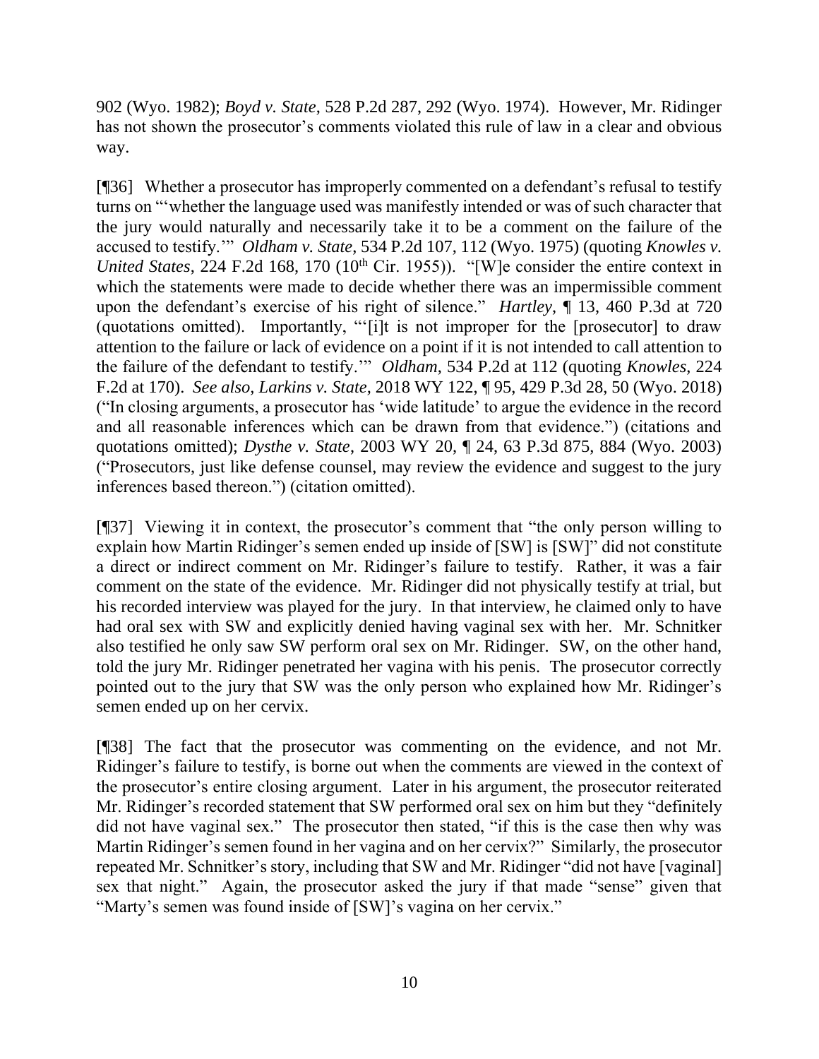902 (Wyo. 1982); *Boyd v. State*, 528 P.2d 287, 292 (Wyo. 1974). However, Mr. Ridinger has not shown the prosecutor's comments violated this rule of law in a clear and obvious way.

[¶36] Whether a prosecutor has improperly commented on a defendant's refusal to testify turns on "'whether the language used was manifestly intended or was of such character that the jury would naturally and necessarily take it to be a comment on the failure of the accused to testify.'" *Oldham v. State*, 534 P.2d 107, 112 (Wyo. 1975) (quoting *Knowles v. United States*, 224 F.2d 168, 170 (10th Cir. 1955)). "[W]e consider the entire context in which the statements were made to decide whether there was an impermissible comment upon the defendant's exercise of his right of silence." *Hartley*, ¶ 13, 460 P.3d at 720 (quotations omitted). Importantly, "'[i]t is not improper for the [prosecutor] to draw attention to the failure or lack of evidence on a point if it is not intended to call attention to the failure of the defendant to testify.'" *Oldham*, 534 P.2d at 112 (quoting *Knowles*, 224 F.2d at 170). *See also, Larkins v. State*, 2018 WY 122, ¶ 95, 429 P.3d 28, 50 (Wyo. 2018) ("In closing arguments, a prosecutor has 'wide latitude' to argue the evidence in the record and all reasonable inferences which can be drawn from that evidence.") (citations and quotations omitted); *Dysthe v. State*, 2003 WY 20, ¶ 24, 63 P.3d 875, 884 (Wyo. 2003) ("Prosecutors, just like defense counsel, may review the evidence and suggest to the jury inferences based thereon.") (citation omitted).

[¶37] Viewing it in context, the prosecutor's comment that "the only person willing to explain how Martin Ridinger's semen ended up inside of [SW] is [SW]" did not constitute a direct or indirect comment on Mr. Ridinger's failure to testify. Rather, it was a fair comment on the state of the evidence. Mr. Ridinger did not physically testify at trial, but his recorded interview was played for the jury. In that interview, he claimed only to have had oral sex with SW and explicitly denied having vaginal sex with her. Mr. Schnitker also testified he only saw SW perform oral sex on Mr. Ridinger. SW, on the other hand, told the jury Mr. Ridinger penetrated her vagina with his penis. The prosecutor correctly pointed out to the jury that SW was the only person who explained how Mr. Ridinger's semen ended up on her cervix.

[¶38] The fact that the prosecutor was commenting on the evidence, and not Mr. Ridinger's failure to testify, is borne out when the comments are viewed in the context of the prosecutor's entire closing argument. Later in his argument, the prosecutor reiterated Mr. Ridinger's recorded statement that SW performed oral sex on him but they "definitely did not have vaginal sex." The prosecutor then stated, "if this is the case then why was Martin Ridinger's semen found in her vagina and on her cervix?" Similarly, the prosecutor repeated Mr. Schnitker's story, including that SW and Mr. Ridinger "did not have [vaginal] sex that night." Again, the prosecutor asked the jury if that made "sense" given that "Marty's semen was found inside of [SW]'s vagina on her cervix."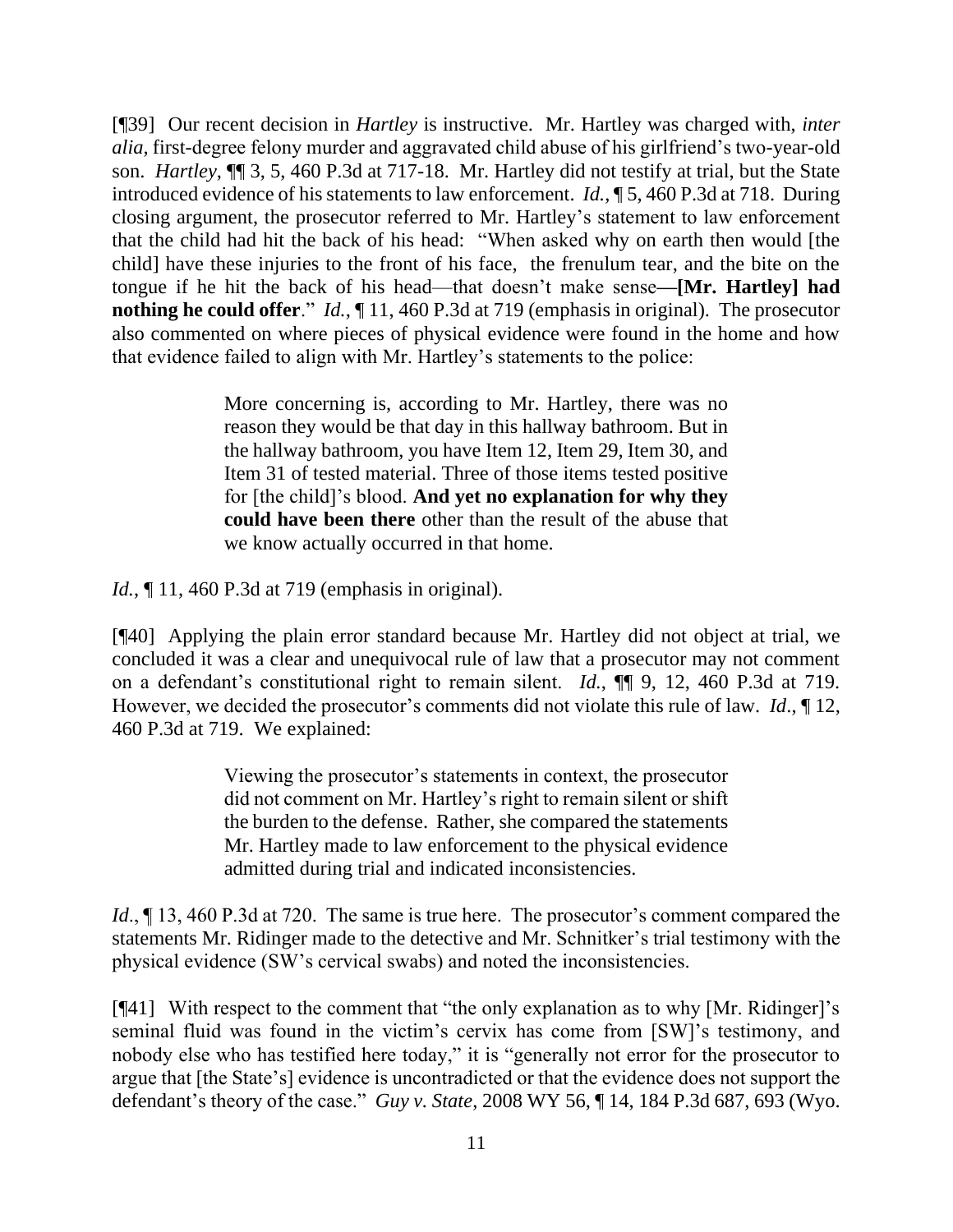[¶39] Our recent decision in *Hartley* is instructive. Mr. Hartley was charged with, *inter alia*, first-degree felony murder and aggravated child abuse of his girlfriend's two-year-old son. *Hartley*, ¶¶ 3, 5, 460 P.3d at 717-18. Mr. Hartley did not testify at trial, but the State introduced evidence of his statements to law enforcement. *Id.*, ¶ 5, 460 P.3d at 718. During closing argument, the prosecutor referred to Mr. Hartley's statement to law enforcement that the child had hit the back of his head: "When asked why on earth then would [the child] have these injuries to the front of his face, the frenulum tear, and the bite on the tongue if he hit the back of his head—that doesn't make sense**—[Mr. Hartley] had nothing he could offer**." *Id.*, ¶ 11, 460 P.3d at 719 (emphasis in original). The prosecutor also commented on where pieces of physical evidence were found in the home and how that evidence failed to align with Mr. Hartley's statements to the police:

> More concerning is, according to Mr. Hartley, there was no reason they would be that day in this hallway bathroom. But in the hallway bathroom, you have Item 12, Item 29, Item 30, and Item 31 of tested material. Three of those items tested positive for [the child]'s blood. **And yet no explanation for why they could have been there** other than the result of the abuse that we know actually occurred in that home.

*Id.*, ¶ 11, 460 P.3d at 719 (emphasis in original).

[¶40] Applying the plain error standard because Mr. Hartley did not object at trial, we concluded it was a clear and unequivocal rule of law that a prosecutor may not comment on a defendant's constitutional right to remain silent. *Id.*, ¶¶ 9, 12, 460 P.3d at 719. However, we decided the prosecutor's comments did not violate this rule of law. *Id*., ¶ 12, 460 P.3d at 719. We explained:

> Viewing the prosecutor's statements in context, the prosecutor did not comment on Mr. Hartley's right to remain silent or shift the burden to the defense. Rather, she compared the statements Mr. Hartley made to law enforcement to the physical evidence admitted during trial and indicated inconsistencies.

*Id*., ¶ 13, 460 P.3d at 720. The same is true here. The prosecutor's comment compared the statements Mr. Ridinger made to the detective and Mr. Schnitker's trial testimony with the physical evidence (SW's cervical swabs) and noted the inconsistencies.

[¶41] With respect to the comment that "the only explanation as to why [Mr. Ridinger]'s seminal fluid was found in the victim's cervix has come from [SW]'s testimony, and nobody else who has testified here today," it is "generally not error for the prosecutor to argue that [the State's] evidence is uncontradicted or that the evidence does not support the defendant's theory of the case." *Guy v. State*, 2008 WY 56, ¶ 14, 184 P.3d 687, 693 (Wyo.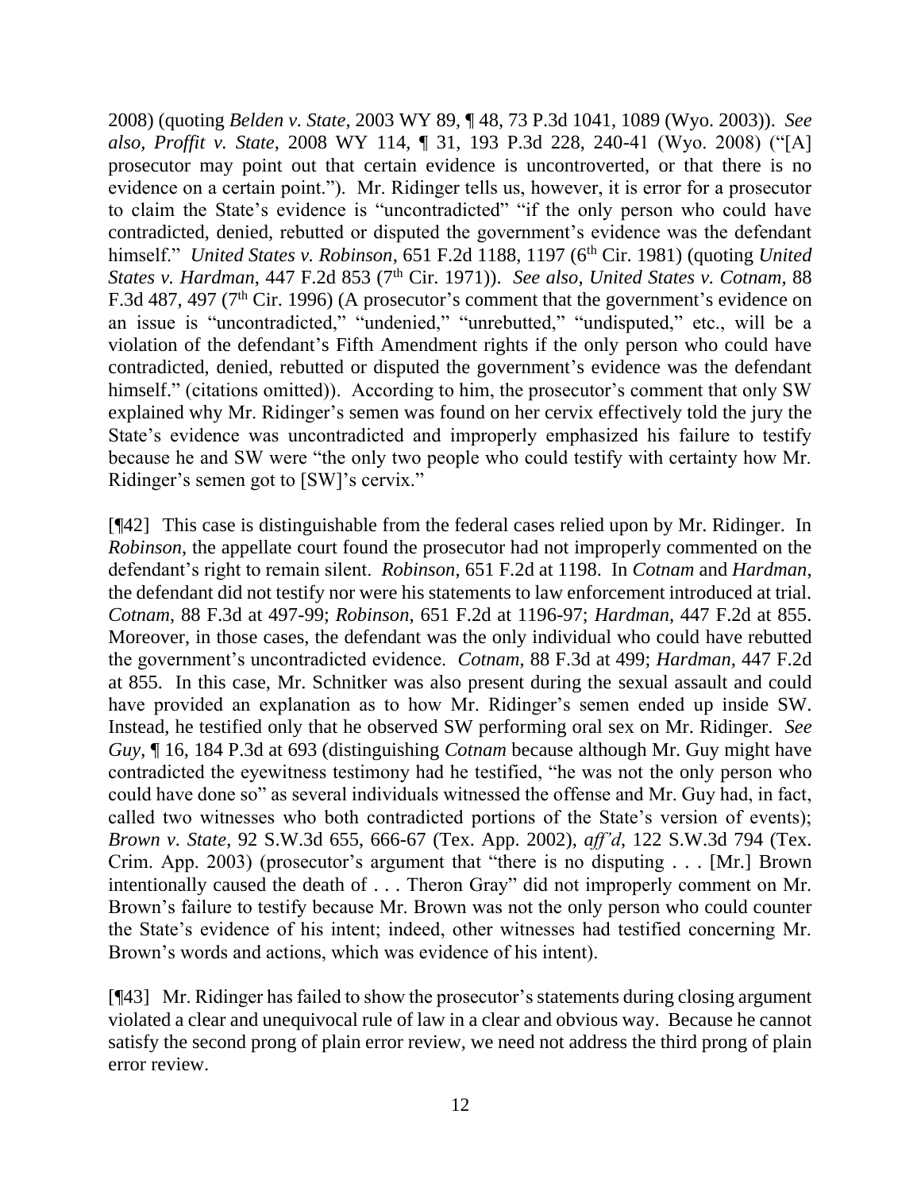2008) (quoting *Belden v. State*, 2003 WY 89, ¶ 48, 73 P.3d 1041, 1089 (Wyo. 2003)). *See also, Proffit v. State*, 2008 WY 114, ¶ 31, 193 P.3d 228, 240-41 (Wyo. 2008) ("[A] prosecutor may point out that certain evidence is uncontroverted, or that there is no evidence on a certain point."). Mr. Ridinger tells us, however, it is error for a prosecutor to claim the State's evidence is "uncontradicted" "if the only person who could have contradicted, denied, rebutted or disputed the government's evidence was the defendant himself." *United States v. Robinson*, 651 F.2d 1188, 1197 (6th Cir. 1981) (quoting *United States v. Hardman*, 447 F.2d 853 (7th Cir. 1971)). *See also, United States v. Cotnam*, 88 F.3d 487, 497 (7th Cir. 1996) (A prosecutor's comment that the government's evidence on an issue is "uncontradicted," "undenied," "unrebutted," "undisputed," etc., will be a violation of the defendant's Fifth Amendment rights if the only person who could have contradicted, denied, rebutted or disputed the government's evidence was the defendant himself." (citations omitted)). According to him, the prosecutor's comment that only SW explained why Mr. Ridinger's semen was found on her cervix effectively told the jury the State's evidence was uncontradicted and improperly emphasized his failure to testify because he and SW were "the only two people who could testify with certainty how Mr. Ridinger's semen got to [SW]'s cervix."

[¶42] This case is distinguishable from the federal cases relied upon by Mr. Ridinger. In *Robinson*, the appellate court found the prosecutor had not improperly commented on the defendant's right to remain silent. *Robinson*, 651 F.2d at 1198. In *Cotnam* and *Hardman*, the defendant did not testify nor were his statements to law enforcement introduced at trial. *Cotnam*, 88 F.3d at 497-99; *Robinson*, 651 F.2d at 1196-97; *Hardman*, 447 F.2d at 855. Moreover, in those cases, the defendant was the only individual who could have rebutted the government's uncontradicted evidence. *Cotnam*, 88 F.3d at 499; *Hardman*, 447 F.2d at 855. In this case, Mr. Schnitker was also present during the sexual assault and could have provided an explanation as to how Mr. Ridinger's semen ended up inside SW. Instead, he testified only that he observed SW performing oral sex on Mr. Ridinger. *See Guy*, ¶ 16, 184 P.3d at 693 (distinguishing *Cotnam* because although Mr. Guy might have contradicted the eyewitness testimony had he testified, "he was not the only person who could have done so" as several individuals witnessed the offense and Mr. Guy had, in fact, called two witnesses who both contradicted portions of the State's version of events); *Brown v. State*, 92 S.W.3d 655, 666-67 (Tex. App. 2002), *aff'd*, 122 S.W.3d 794 (Tex. Crim. App. 2003) (prosecutor's argument that "there is no disputing . . . [Mr.] Brown intentionally caused the death of . . . Theron Gray" did not improperly comment on Mr. Brown's failure to testify because Mr. Brown was not the only person who could counter the State's evidence of his intent; indeed, other witnesses had testified concerning Mr. Brown's words and actions, which was evidence of his intent).

[¶43] Mr. Ridinger has failed to show the prosecutor's statements during closing argument violated a clear and unequivocal rule of law in a clear and obvious way. Because he cannot satisfy the second prong of plain error review, we need not address the third prong of plain error review.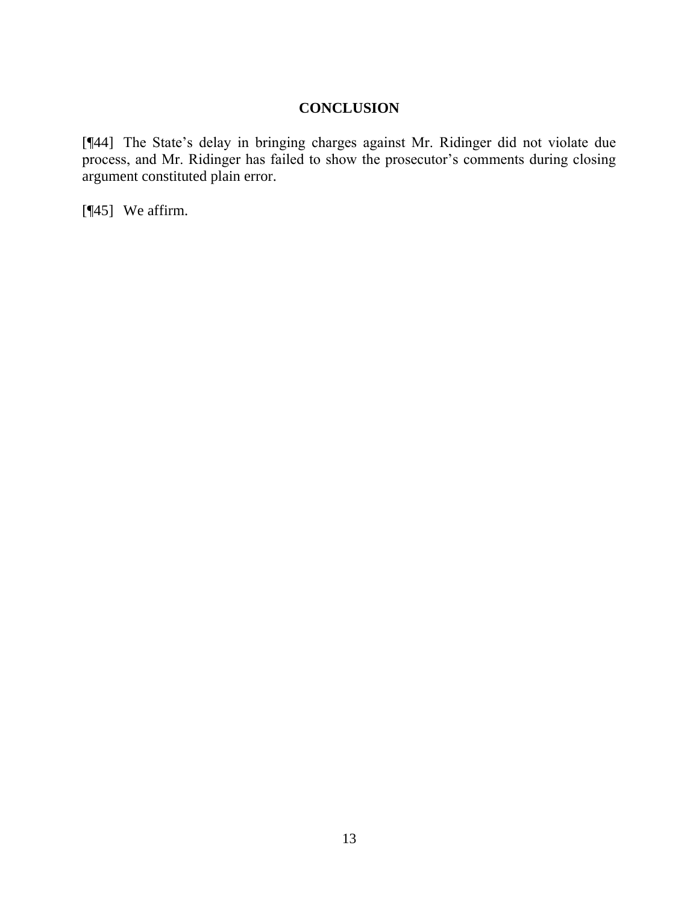## CONCLUSION

[¶44] The State's delay in bringing charges against Mr. Ridinger did not violate due process, and Mr. Ridinger has failed to show the prosecutor's comments during closing argument constituted plain error.

[¶45] We affirm.